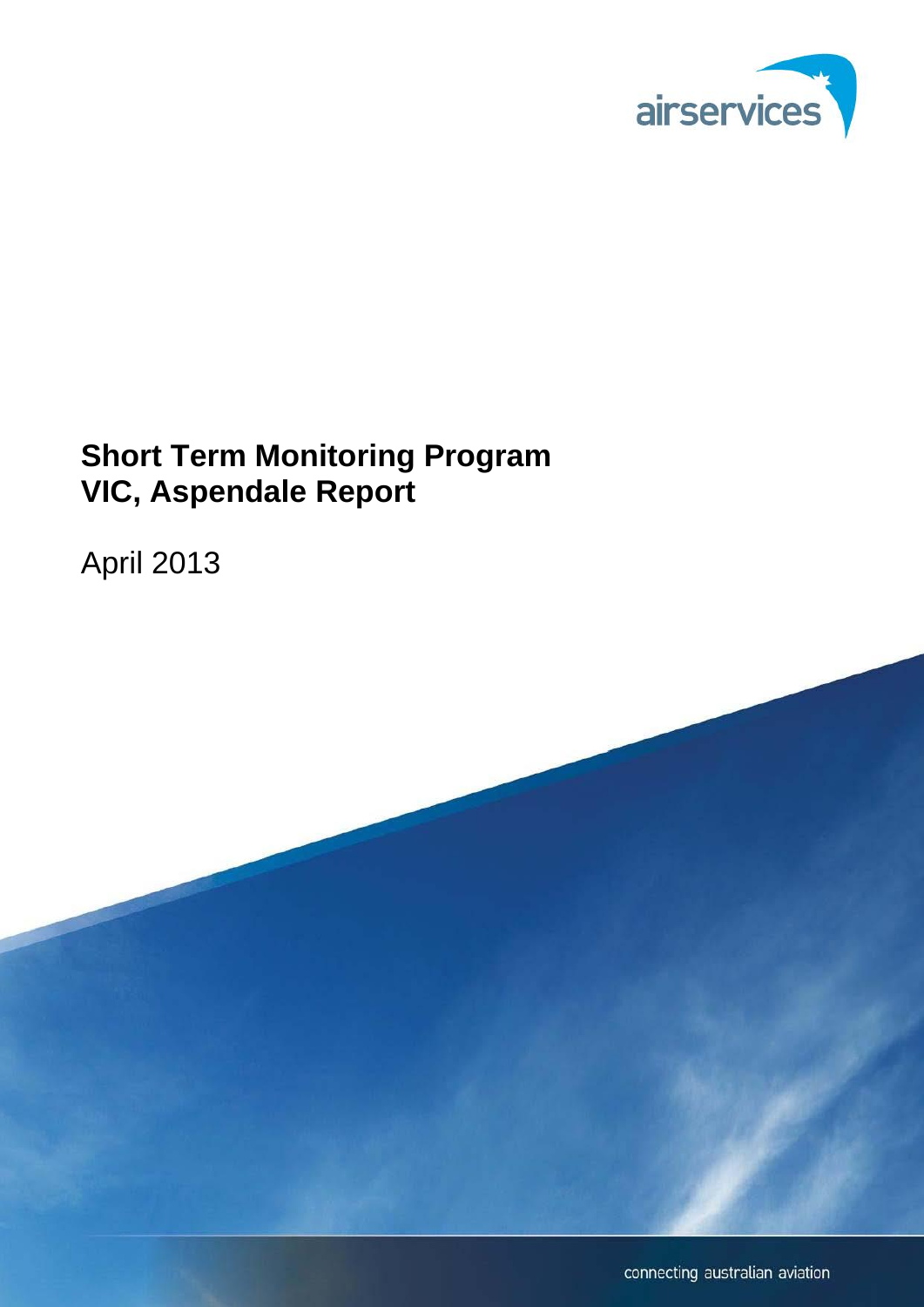airservices

# Short Term Monitoring Program
# VIC, Aspendale Report

April 2013

connecting australian aviation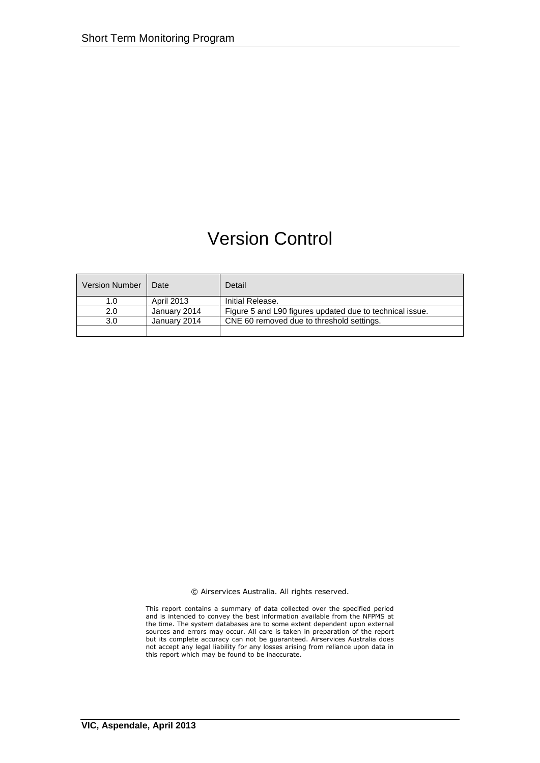# Version Control

| Version Number | Date | Detail |
|---|---|---|
| 1.0 | April 2013 | Initial Release. |
| 2.0 | January 2014 | Figure 5 and L90 figures updated due to technical issue. |
| 3.0 | January 2014 | CNE 60 removed due to threshold settings. |
| | | |

© Airservices Australia. All rights reserved.

This report contains a summary of data collected over the specified period and is intended to convey the best information available from the NFPMS at the time. The system databases are to some extent dependent upon external sources and errors may occur. All care is taken in preparation of the report but its complete accuracy can not be guaranteed. Airservices Australia does not accept any legal liability for any losses arising from reliance upon data in this report which may be found to be inaccurate.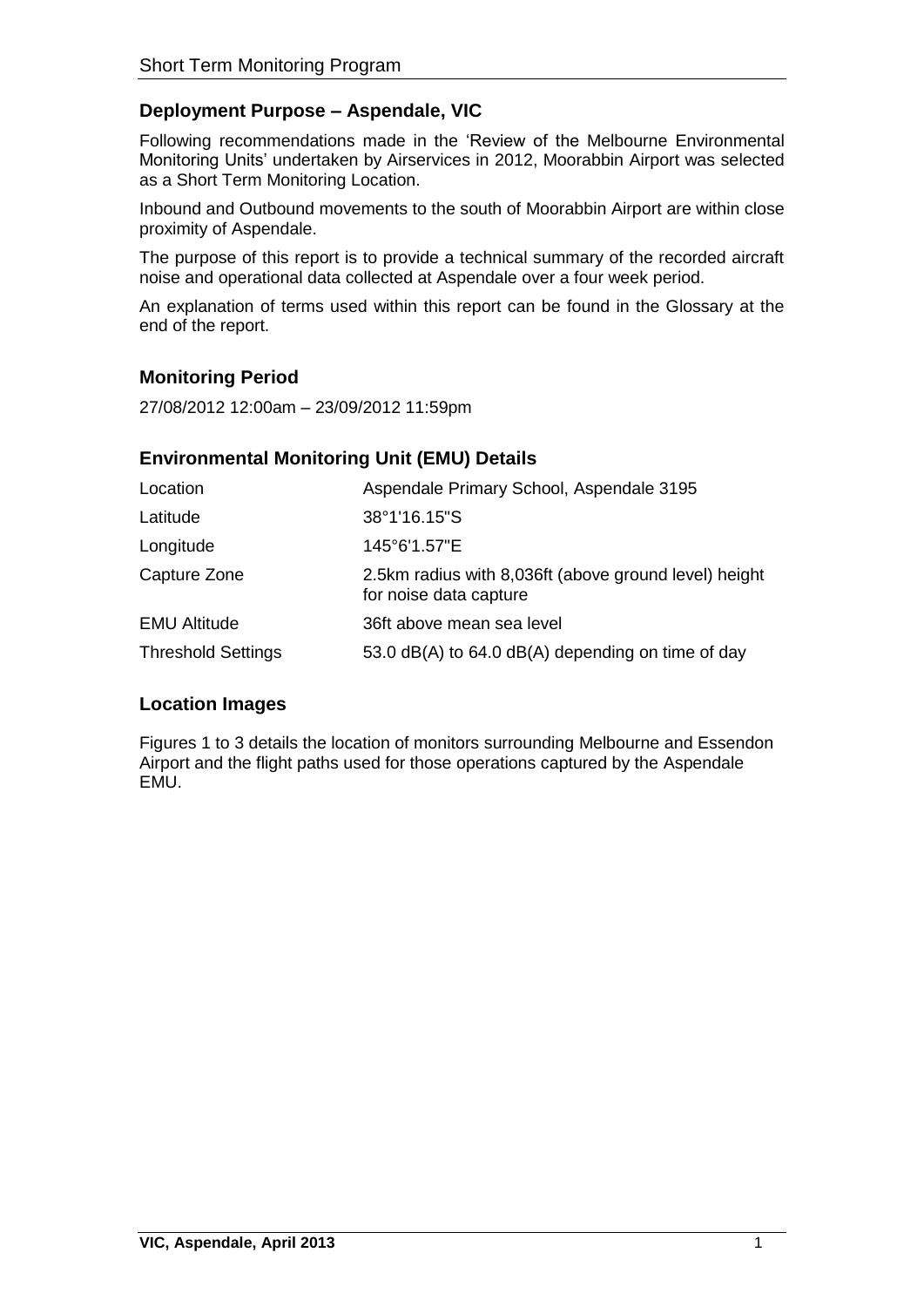## Deployment Purpose – Aspendale, VIC

Following recommendations made in the 'Review of the Melbourne Environmental Monitoring Units' undertaken by Airservices in 2012, Moorabbin Airport was selected as a Short Term Monitoring Location.

Inbound and Outbound movements to the south of Moorabbin Airport are within close proximity of Aspendale.

The purpose of this report is to provide a technical summary of the recorded aircraft noise and operational data collected at Aspendale over a four week period.

An explanation of terms used within this report can be found in the Glossary at the end of the report.

## Monitoring Period

27/08/2012 12:00am – 23/09/2012 11:59pm

## Environmental Monitoring Unit (EMU) Details

| | |
|---|---|
| Location | Aspendale Primary School, Aspendale 3195 |
| Latitude | 38°1'16.15"S |
| Longitude | 145°6'1.57"E |
| Capture Zone | 2.5km radius with 8,036ft (above ground level) height for noise data capture |
| EMU Altitude | 36ft above mean sea level |
| Threshold Settings | 53.0 dB(A) to 64.0 dB(A) depending on time of day |

## Location Images

Figures 1 to 3 details the location of monitors surrounding Melbourne and Essendon Airport and the flight paths used for those operations captured by the Aspendale EMU.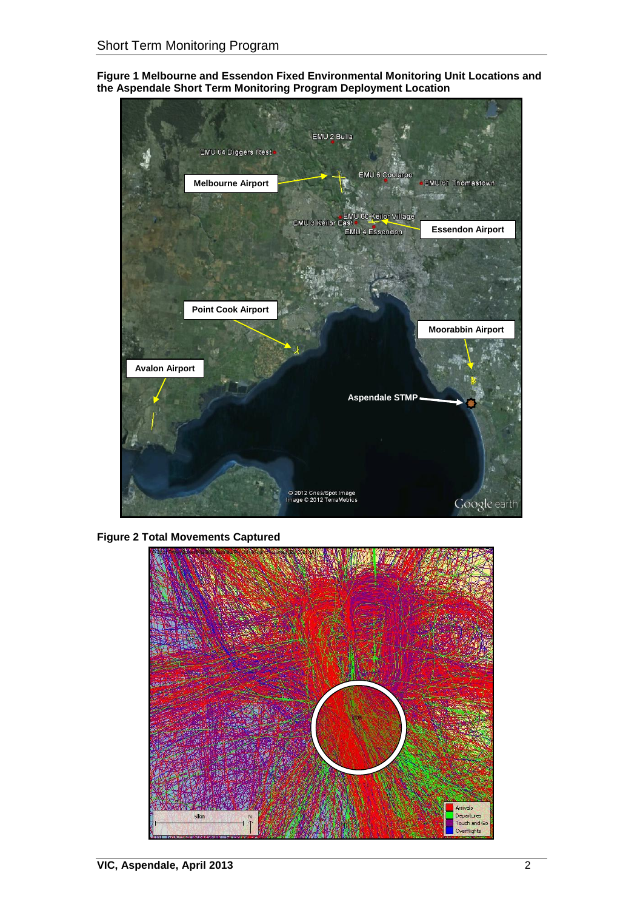**Figure 1 Melbourne and Essendon Fixed Environmental Monitoring Unit Locations and the Aspendale Short Term Monitoring Program Deployment Location**

**Figure 2 Total Movements Captured**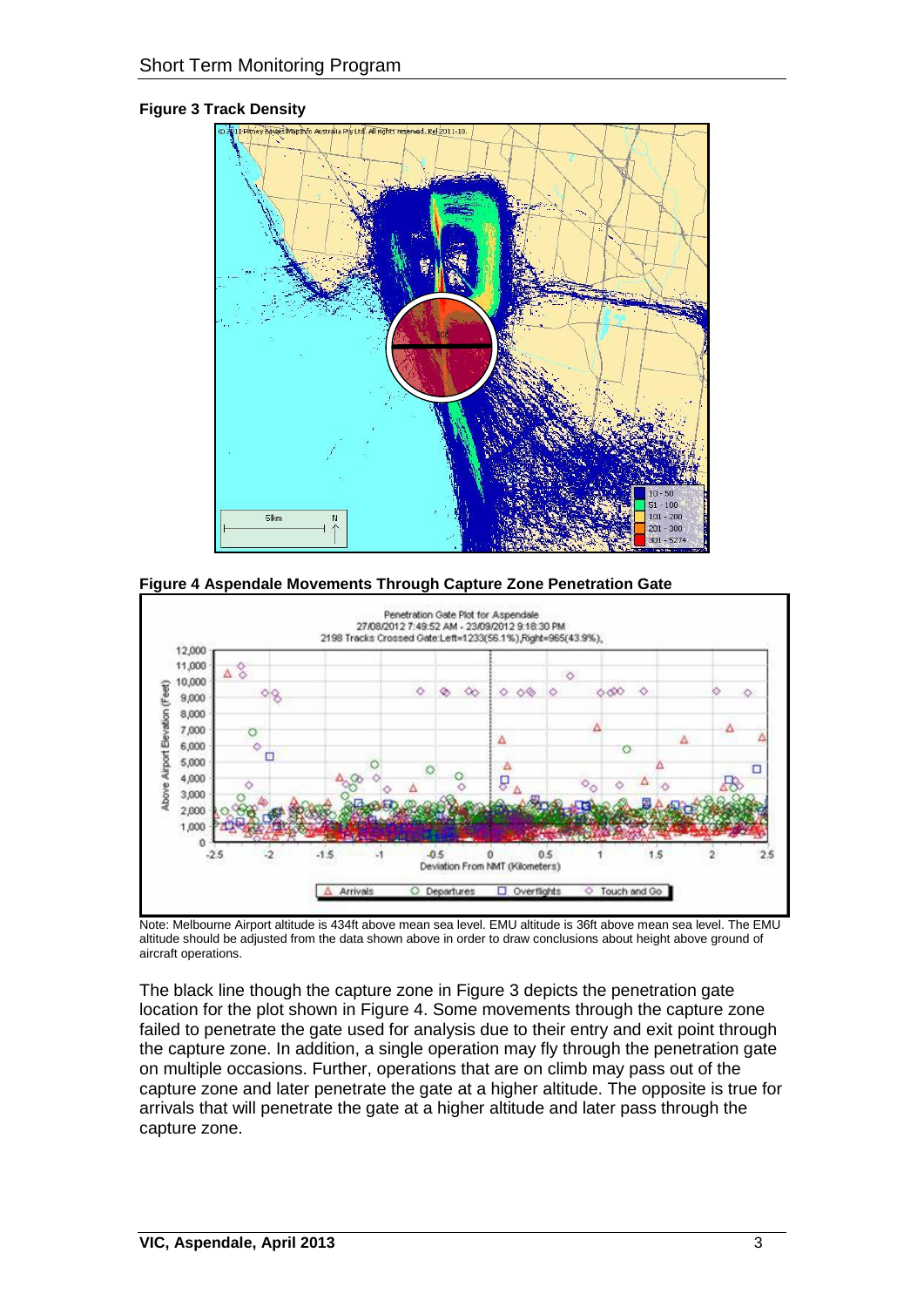**Figure 3 Track Density**

**Figure 4 Aspendale Movements Through Capture Zone Penetration Gate**

Note: Melbourne Airport altitude is 434ft above mean sea level. EMU altitude is 36ft above mean sea level. The EMU altitude should be adjusted from the data shown above in order to draw conclusions about height above ground of aircraft operations.

The black line though the capture zone in Figure 3 depicts the penetration gate location for the plot shown in Figure 4. Some movements through the capture zone failed to penetrate the gate used for analysis due to their entry and exit point through the capture zone. In addition, a single operation may fly through the penetration gate on multiple occasions. Further, operations that are on climb may pass out of the capture zone and later penetrate the gate at a higher altitude. The opposite is true for arrivals that will penetrate the gate at a higher altitude and later pass through the capture zone.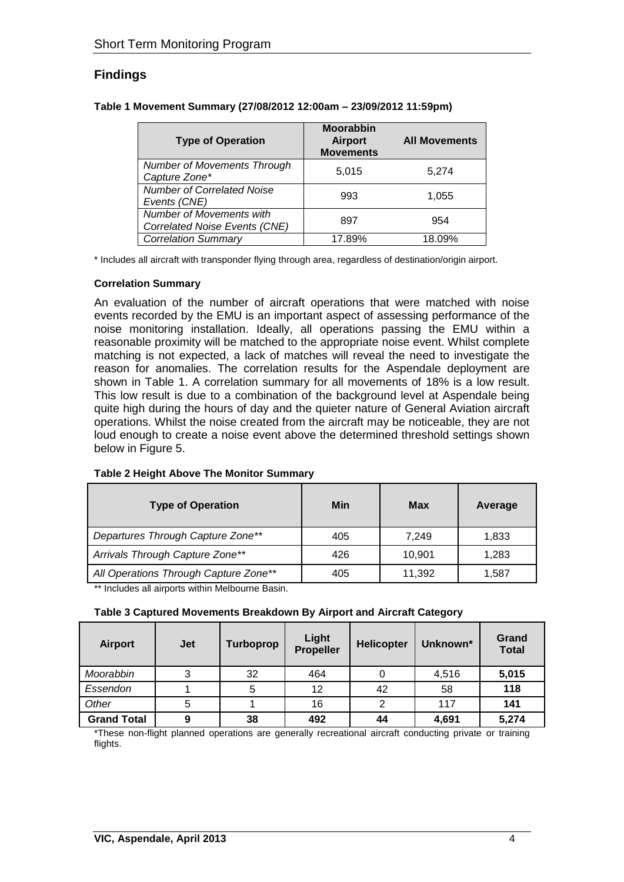## Findings

**Table 1 Movement Summary (27/08/2012 12:00am – 23/09/2012 11:59pm)**

| Type of Operation | Moorabbin Airport Movements | All Movements |
|---|---|---|
| *Number of Movements Through Capture Zone** | 5,015 | 5,274 |
| *Number of Correlated Noise Events (CNE)* | 993 | 1,055 |
| *Number of Movements with Correlated Noise Events (CNE)* | 897 | 954 |
| *Correlation Summary* | 17.89% | 18.09% |

\* Includes all aircraft with transponder flying through area, regardless of destination/origin airport.

**Correlation Summary**

An evaluation of the number of aircraft operations that were matched with noise events recorded by the EMU is an important aspect of assessing performance of the noise monitoring installation. Ideally, all operations passing the EMU within a reasonable proximity will be matched to the appropriate noise event. Whilst complete matching is not expected, a lack of matches will reveal the need to investigate the reason for anomalies. The correlation results for the Aspendale deployment are shown in Table 1. A correlation summary for all movements of 18% is a low result. This low result is due to a combination of the background level at Aspendale being quite high during the hours of day and the quieter nature of General Aviation aircraft operations. Whilst the noise created from the aircraft may be noticeable, they are not loud enough to create a noise event above the determined threshold settings shown below in Figure 5.

**Table 2 Height Above The Monitor Summary**

| Type of Operation | Min | Max | Average |
|---|---|---|---|
| *Departures Through Capture Zone*** | 405 | 7,249 | 1,833 |
| *Arrivals Through Capture Zone*** | 426 | 10,901 | 1,283 |
| *All Operations Through Capture Zone*** | 405 | 11,392 | 1,587 |

** Includes all airports within Melbourne Basin.

**Table 3 Captured Movements Breakdown By Airport and Aircraft Category**

| Airport | Jet | Turboprop | Light Propeller | Helicopter | Unknown* | Grand Total |
|---|---|---|---|---|---|---|
| *Moorabbin* | 3 | 32 | 464 | 0 | 4,516 | **5,015** |
| *Essendon* | 1 | 5 | 12 | 42 | 58 | **118** |
| *Other* | 5 | 1 | 16 | 2 | 117 | **141** |
| **Grand Total** | **9** | **38** | **492** | **44** | **4,691** | **5,274** |

*These non-flight planned operations are generally recreational aircraft conducting private or training flights.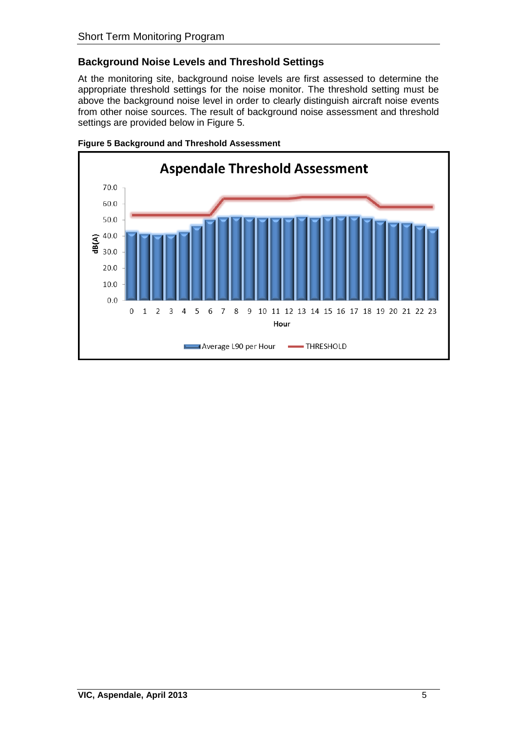## Background Noise Levels and Threshold Settings

At the monitoring site, background noise levels are first assessed to determine the appropriate threshold settings for the noise monitor. The threshold setting must be above the background noise level in order to clearly distinguish aircraft noise events from other noise sources. The result of background noise assessment and threshold settings are provided below in Figure 5.

**Figure 5 Background and Threshold Assessment**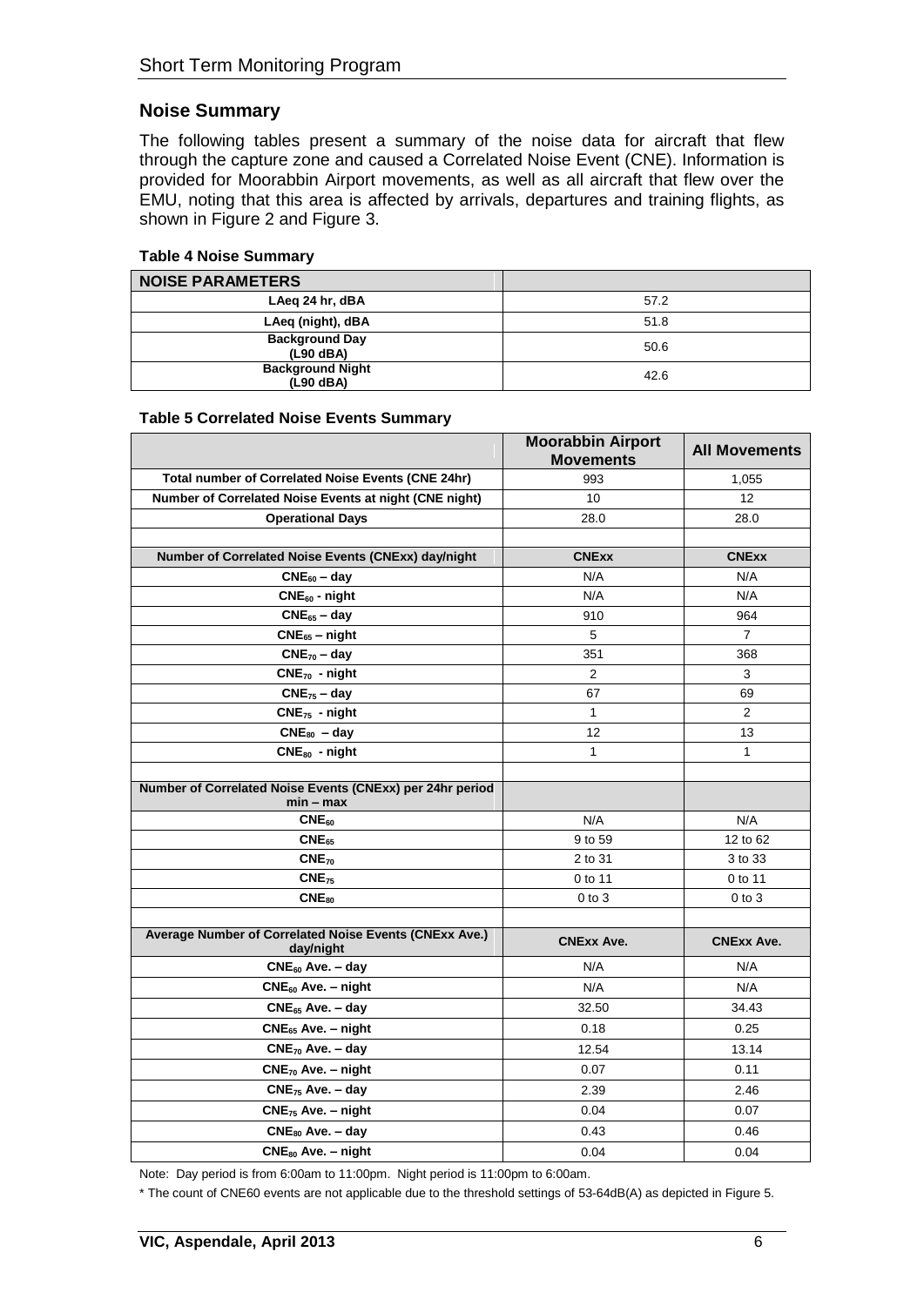## Noise Summary

The following tables present a summary of the noise data for aircraft that flew through the capture zone and caused a Correlated Noise Event (CNE). Information is provided for Moorabbin Airport movements, as well as all aircraft that flew over the EMU, noting that this area is affected by arrivals, departures and training flights, as shown in Figure 2 and Figure 3.

**Table 4 Noise Summary**

| NOISE PARAMETERS | |
|---|---|
| LAeq 24 hr, dBA | 57.2 |
| LAeq (night), dBA | 51.8 |
| Background Day (L90 dBA) | 50.6 |
| Background Night (L90 dBA) | 42.6 |

**Table 5 Correlated Noise Events Summary**

| | Moorabbin Airport Movements | All Movements |
|---|---|---|
| Total number of Correlated Noise Events (CNE 24hr) | 993 | 1,055 |
| Number of Correlated Noise Events at night (CNE night) | 10 | 12 |
| Operational Days | 28.0 | 28.0 |
| | | |
| **Number of Correlated Noise Events (CNExx) day/night** | **CNExx** | **CNExx** |
| $CNE_{60}$ – day | N/A | N/A |
| $CNE_{60}$ - night | N/A | N/A |
| $CNE_{65}$ – day | 910 | 964 |
| $CNE_{65}$ – night | 5 | 7 |
| $CNE_{70}$ – day | 351 | 368 |
| $CNE_{70}$ - night | 2 | 3 |
| $CNE_{75}$ – day | 67 | 69 |
| $CNE_{75}$ - night | 1 | 2 |
| $CNE_{80}$ – day | 12 | 13 |
| $CNE_{80}$ - night | 1 | 1 |
| | | |
| **Number of Correlated Noise Events (CNExx) per 24hr period min – max** | | |
| $CNE_{60}$ | N/A | N/A |
| $CNE_{65}$ | 9 to 59 | 12 to 62 |
| $CNE_{70}$ | 2 to 31 | 3 to 33 |
| $CNE_{75}$ | 0 to 11 | 0 to 11 |
| $CNE_{80}$ | 0 to 3 | 0 to 3 |
| | | |
| **Average Number of Correlated Noise Events (CNExx Ave.) day/night** | **CNExx Ave.** | **CNExx Ave.** |
| $CNE_{60}$ Ave. – day | N/A | N/A |
| $CNE_{60}$ Ave. – night | N/A | N/A |
| $CNE_{65}$ Ave. – day | 32.50 | 34.43 |
| $CNE_{65}$ Ave. – night | 0.18 | 0.25 |
| $CNE_{70}$ Ave. – day | 12.54 | 13.14 |
| $CNE_{70}$ Ave. – night | 0.07 | 0.11 |
| $CNE_{75}$ Ave. – day | 2.39 | 2.46 |
| $CNE_{75}$ Ave. – night | 0.04 | 0.07 |
| $CNE_{80}$ Ave. – day | 0.43 | 0.46 |
| $CNE_{80}$ Ave. – night | 0.04 | 0.04 |

Note: Day period is from 6:00am to 11:00pm. Night period is 11:00pm to 6:00am.

* The count of CNE60 events are not applicable due to the threshold settings of 53-64dB(A) as depicted in Figure 5.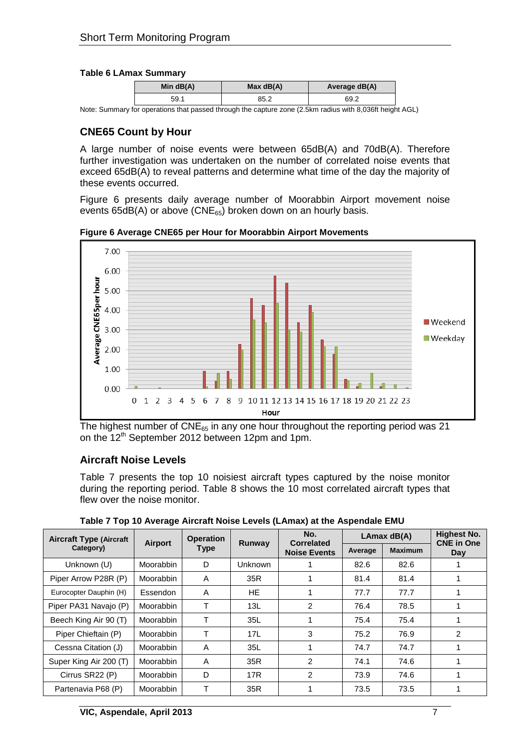**Table 6 LAmax Summary**

| Min dB(A) | Max dB(A) | Average dB(A) |
|---|---|---|
| 59.1 | 85.2 | 69.2 |

Note: Summary for operations that passed through the capture zone (2.5km radius with 8,036ft height AGL)

## CNE65 Count by Hour

A large number of noise events were between 65dB(A) and 70dB(A). Therefore further investigation was undertaken on the number of correlated noise events that exceed 65dB(A) to reveal patterns and determine what time of the day the majority of these events occurred.

Figure 6 presents daily average number of Moorabbin Airport movement noise events 65dB(A) or above ($CNE_{65}$) broken down on an hourly basis.

**Figure 6 Average CNE65 per Hour for Moorabbin Airport Movements**

The highest number of $CNE_{65}$ in any one hour throughout the reporting period was 21 on the 12th September 2012 between 12pm and 1pm.

## Aircraft Noise Levels

Table 7 presents the top 10 noisiest aircraft types captured by the noise monitor during the reporting period. Table 8 shows the 10 most correlated aircraft types that flew over the noise monitor.

**Table 7 Top 10 Average Aircraft Noise Levels (LAmax) at the Aspendale EMU**

| Aircraft Type (Aircraft Category) | Airport | Operation Type | Runway | No. Correlated Noise Events | LAmax dB(A) | | Highest No. CNE in One Day |
|---|---|---|---|---|---|---|---|
| | | | | | Average | Maximum | |
| Unknown (U) | Moorabbin | D | Unknown | 1 | 82.6 | 82.6 | 1 |
| Piper Arrow P28R (P) | Moorabbin | A | 35R | 1 | 81.4 | 81.4 | 1 |
| Eurocopter Dauphin (H) | Essendon | A | HE | 1 | 77.7 | 77.7 | 1 |
| Piper PA31 Navajo (P) | Moorabbin | T | 13L | 2 | 76.4 | 78.5 | 1 |
| Beech King Air 90 (T) | Moorabbin | T | 35L | 1 | 75.4 | 75.4 | 1 |
| Piper Chieftain (P) | Moorabbin | T | 17L | 3 | 75.2 | 76.9 | 2 |
| Cessna Citation (J) | Moorabbin | A | 35L | 1 | 74.7 | 74.7 | 1 |
| Super King Air 200 (T) | Moorabbin | A | 35R | 2 | 74.1 | 74.6 | 1 |
| Cirrus SR22 (P) | Moorabbin | D | 17R | 2 | 73.9 | 74.6 | 1 |
| Partenavia P68 (P) | Moorabbin | T | 35R | 1 | 73.5 | 73.5 | 1 |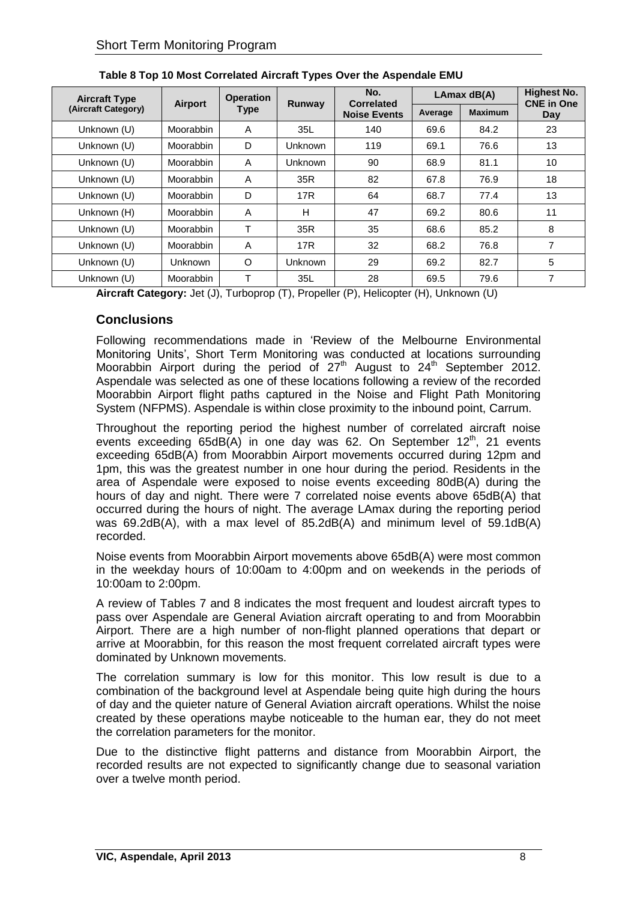**Table 8 Top 10 Most Correlated Aircraft Types Over the Aspendale EMU**

| Aircraft Type (Aircraft Category) | Airport | Operation Type | Runway | No. Correlated Noise Events | LAmax dB(A) | | Highest No. CNE in One Day |
|---|---|---|---|---|---|---|---|
| | | | | | Average | Maximum | |
| Unknown (U) | Moorabbin | A | 35L | 140 | 69.6 | 84.2 | 23 |
| Unknown (U) | Moorabbin | D | Unknown | 119 | 69.1 | 76.6 | 13 |
| Unknown (U) | Moorabbin | A | Unknown | 90 | 68.9 | 81.1 | 10 |
| Unknown (U) | Moorabbin | A | 35R | 82 | 67.8 | 76.9 | 18 |
| Unknown (U) | Moorabbin | D | 17R | 64 | 68.7 | 77.4 | 13 |
| Unknown (H) | Moorabbin | A | H | 47 | 69.2 | 80.6 | 11 |
| Unknown (U) | Moorabbin | T | 35R | 35 | 68.6 | 85.2 | 8 |
| Unknown (U) | Moorabbin | A | 17R | 32 | 68.2 | 76.8 | 7 |
| Unknown (U) | Unknown | O | Unknown | 29 | 69.2 | 82.7 | 5 |
| Unknown (U) | Moorabbin | T | 35L | 28 | 69.5 | 79.6 | 7 |

**Aircraft Category:** Jet (J), Turboprop (T), Propeller (P), Helicopter (H), Unknown (U)

## Conclusions

Following recommendations made in 'Review of the Melbourne Environmental Monitoring Units', Short Term Monitoring was conducted at locations surrounding Moorabbin Airport during the period of 27th August to 24th September 2012. Aspendale was selected as one of these locations following a review of the recorded Moorabbin Airport flight paths captured in the Noise and Flight Path Monitoring System (NFPMS). Aspendale is within close proximity to the inbound point, Carrum.

Throughout the reporting period the highest number of correlated aircraft noise events exceeding 65dB(A) in one day was 62. On September 12th, 21 events exceeding 65dB(A) from Moorabbin Airport movements occurred during 12pm and 1pm, this was the greatest number in one hour during the period. Residents in the area of Aspendale were exposed to noise events exceeding 80dB(A) during the hours of day and night. There were 7 correlated noise events above 65dB(A) that occurred during the hours of night. The average LAmax during the reporting period was 69.2dB(A), with a max level of 85.2dB(A) and minimum level of 59.1dB(A) recorded.

Noise events from Moorabbin Airport movements above 65dB(A) were most common in the weekday hours of 10:00am to 4:00pm and on weekends in the periods of 10:00am to 2:00pm.

A review of Tables 7 and 8 indicates the most frequent and loudest aircraft types to pass over Aspendale are General Aviation aircraft operating to and from Moorabbin Airport. There are a high number of non-flight planned operations that depart or arrive at Moorabbin, for this reason the most frequent correlated aircraft types were dominated by Unknown movements.

The correlation summary is low for this monitor. This low result is due to a combination of the background level at Aspendale being quite high during the hours of day and the quieter nature of General Aviation aircraft operations. Whilst the noise created by these operations maybe noticeable to the human ear, they do not meet the correlation parameters for the monitor.

Due to the distinctive flight patterns and distance from Moorabbin Airport, the recorded results are not expected to significantly change due to seasonal variation over a twelve month period.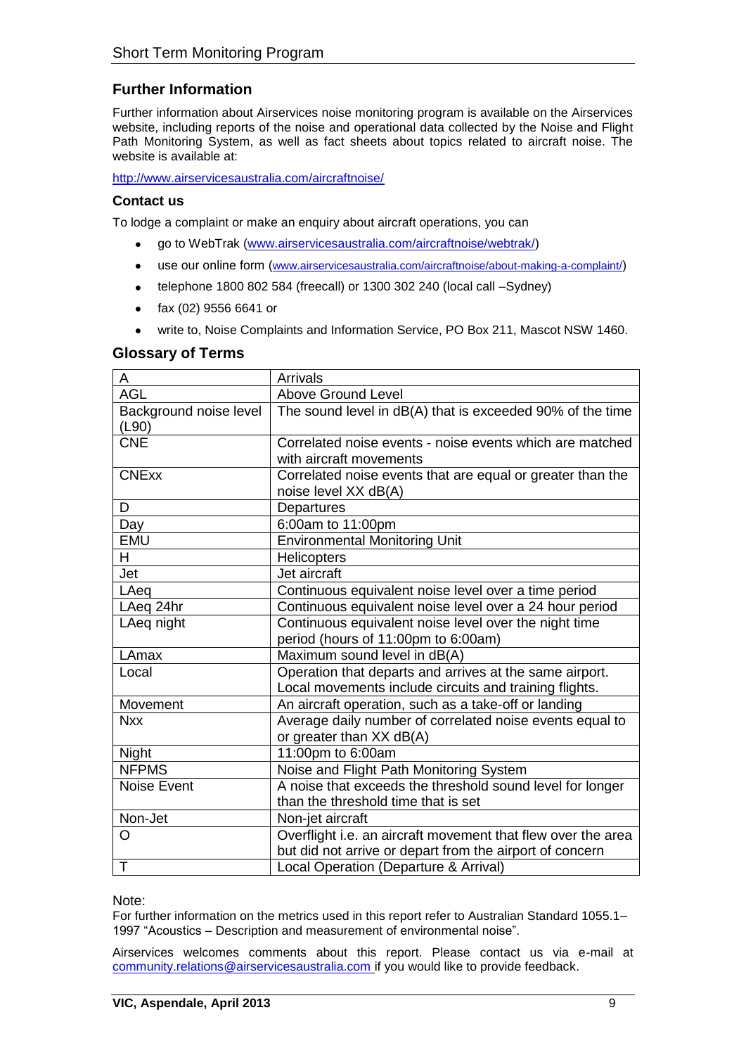## Further Information

Further information about Airservices noise monitoring program is available on the Airservices website, including reports of the noise and operational data collected by the Noise and Flight Path Monitoring System, as well as fact sheets about topics related to aircraft noise. The website is available at:

http://www.airservicesaustralia.com/aircraftnoise/

### Contact us

To lodge a complaint or make an enquiry about aircraft operations, you can

- go to WebTrak (www.airservicesaustralia.com/aircraftnoise/webtrak/)
- use our online form (www.airservicesaustralia.com/aircraftnoise/about-making-a-complaint/)
- telephone 1800 802 584 (freecall) or 1300 302 240 (local call –Sydney)
- fax (02) 9556 6641 or
- write to, Noise Complaints and Information Service, PO Box 211, Mascot NSW 1460.

## Glossary of Terms

| | |
|---|---|
| A | Arrivals |
| AGL | Above Ground Level |
| Background noise level (L90) | The sound level in dB(A) that is exceeded 90% of the time |
| CNE | Correlated noise events - noise events which are matched with aircraft movements |
| CNExx | Correlated noise events that are equal or greater than the noise level XX dB(A) |
| D | Departures |
| Day | 6:00am to 11:00pm |
| EMU | Environmental Monitoring Unit |
| H | Helicopters |
| Jet | Jet aircraft |
| LAeq | Continuous equivalent noise level over a time period |
| LAeq 24hr | Continuous equivalent noise level over a 24 hour period |
| LAeq night | Continuous equivalent noise level over the night time period (hours of 11:00pm to 6:00am) |
| LAmax | Maximum sound level in dB(A) |
| Local | Operation that departs and arrives at the same airport. Local movements include circuits and training flights. |
| Movement | An aircraft operation, such as a take-off or landing |
| Nxx | Average daily number of correlated noise events equal to or greater than XX dB(A) |
| Night | 11:00pm to 6:00am |
| NFPMS | Noise and Flight Path Monitoring System |
| Noise Event | A noise that exceeds the threshold sound level for longer than the threshold time that is set |
| Non-Jet | Non-jet aircraft |
| O | Overflight i.e. an aircraft movement that flew over the area but did not arrive or depart from the airport of concern |
| T | Local Operation (Departure & Arrival) |

Note:
For further information on the metrics used in this report refer to Australian Standard 1055.1–1997 "Acoustics – Description and measurement of environmental noise".

Airservices welcomes comments about this report. Please contact us via e-mail at community.relations@airservicesaustralia.com if you would like to provide feedback.